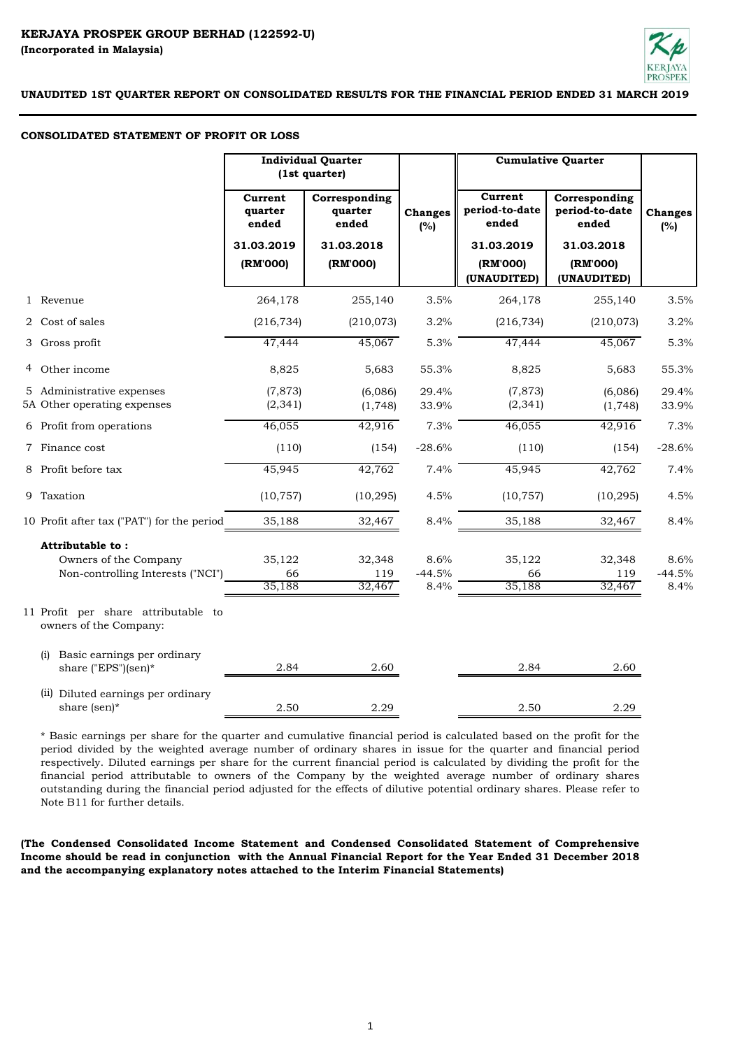**KERJAYA PROSPEK GROUP BERHAD (122592-U)**
**(Incorporated in Malaysia)**

**UNAUDITED 1ST QUARTER REPORT ON CONSOLIDATED RESULTS FOR THE FINANCIAL PERIOD ENDED 31 MARCH 2019**

## CONSOLIDATED STATEMENT OF PROFIT OR LOSS

| | | Individual Quarter (1st quarter) | | | Cumulative Quarter | | |
|---|---|---|---|---|---|---|---|
| | | Current quarter ended | Corresponding quarter ended | Changes (%) | Current period-to-date ended | Corresponding period-to-date ended | Changes (%) |
| | | 31.03.2019 (RM'000) | 31.03.2018 (RM'000) | | 31.03.2019 (RM'000) (UNAUDITED) | 31.03.2018 (RM'000) (UNAUDITED) | |
| 1 | Revenue | 264,178 | 255,140 | 3.5% | 264,178 | 255,140 | 3.5% |
| 2 | Cost of sales | (216,734) | (210,073) | 3.2% | (216,734) | (210,073) | 3.2% |
| 3 | Gross profit | 47,444 | 45,067 | 5.3% | 47,444 | 45,067 | 5.3% |
| 4 | Other income | 8,825 | 5,683 | 55.3% | 8,825 | 5,683 | 55.3% |
| 5 | Administrative expenses | (7,873) | (6,086) | 29.4% | (7,873) | (6,086) | 29.4% |
| 5A | Other operating expenses | (2,341) | (1,748) | 33.9% | (2,341) | (1,748) | 33.9% |
| 6 | Profit from operations | 46,055 | 42,916 | 7.3% | 46,055 | 42,916 | 7.3% |
| 7 | Finance cost | (110) | (154) | -28.6% | (110) | (154) | -28.6% |
| 8 | Profit before tax | 45,945 | 42,762 | 7.4% | 45,945 | 42,762 | 7.4% |
| 9 | Taxation | (10,757) | (10,295) | 4.5% | (10,757) | (10,295) | 4.5% |
| 10 | Profit after tax ("PAT") for the period | 35,188 | 32,467 | 8.4% | 35,188 | 32,467 | 8.4% |
| | **Attributable to :** | | | | | | |
| | Owners of the Company | 35,122 | 32,348 | 8.6% | 35,122 | 32,348 | 8.6% |
| | Non-controlling Interests ("NCI") | 66 | 119 | -44.5% | 66 | 119 | -44.5% |
| | | 35,188 | 32,467 | 8.4% | 35,188 | 32,467 | 8.4% |
| 11 | Profit per share attributable to owners of the Company: | | | | | | |
| | (i) Basic earnings per ordinary share ("EPS")(sen)* | 2.84 | 2.60 | | 2.84 | 2.60 | |
| | (ii) Diluted earnings per ordinary share (sen)* | 2.50 | 2.29 | | 2.50 | 2.29 | |

\* Basic earnings per share for the quarter and cumulative financial period is calculated based on the profit for the period divided by the weighted average number of ordinary shares in issue for the quarter and financial period respectively. Diluted earnings per share for the current financial period is calculated by dividing the profit for the financial period attributable to owners of the Company by the weighted average number of ordinary shares outstanding during the financial period adjusted for the effects of dilutive potential ordinary shares. Please refer to Note B11 for further details.

**(The Condensed Consolidated Income Statement and Condensed Consolidated Statement of Comprehensive Income should be read in conjunction with the Annual Financial Report for the Year Ended 31 December 2018 and the accompanying explanatory notes attached to the Interim Financial Statements)**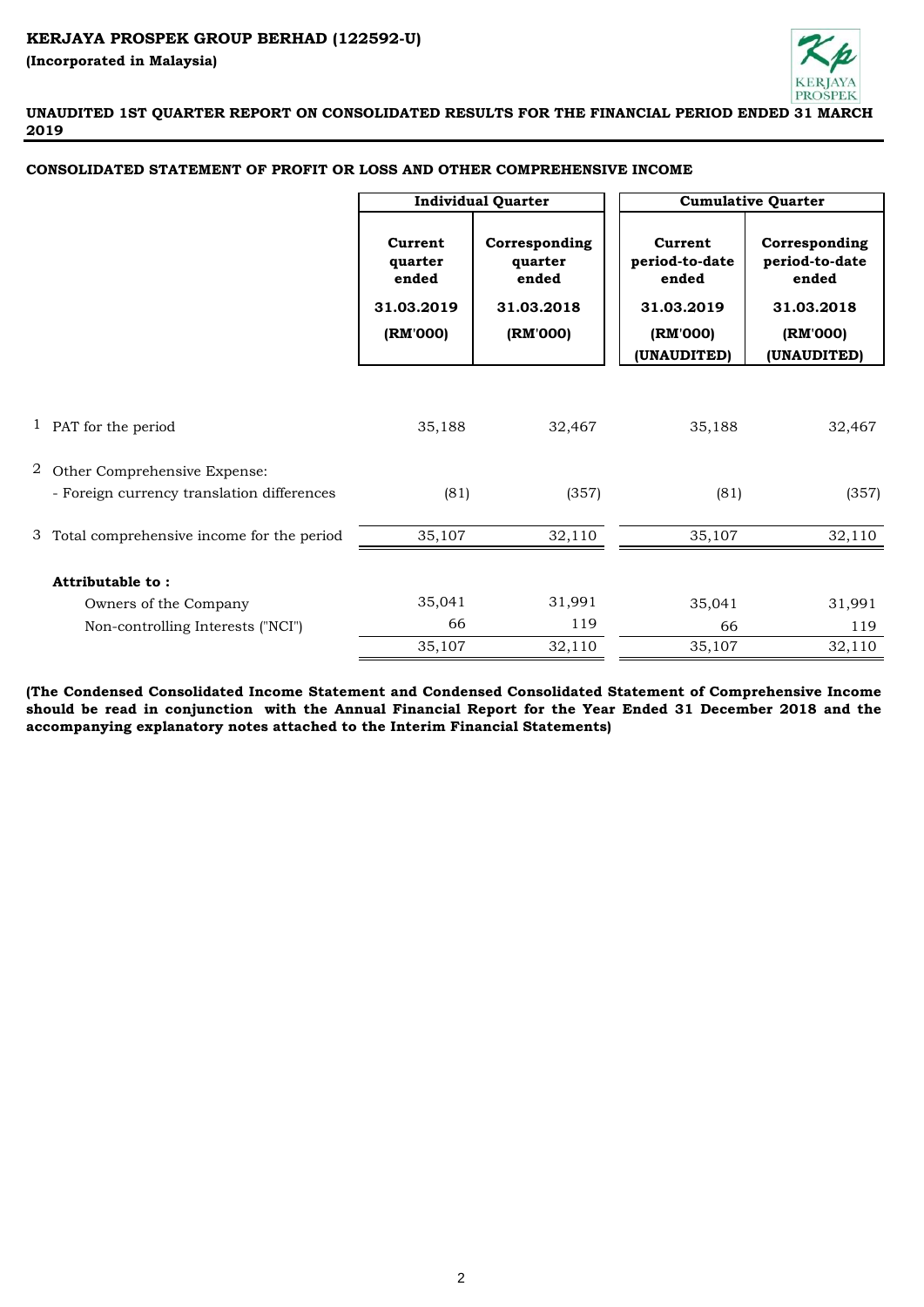**KERJAYA PROSPEK GROUP BERHAD (122592-U)**

**(Incorporated in Malaysia)**

**UNAUDITED 1ST QUARTER REPORT ON CONSOLIDATED RESULTS FOR THE FINANCIAL PERIOD ENDED 31 MARCH 2019**

**CONSOLIDATED STATEMENT OF PROFIT OR LOSS AND OTHER COMPREHENSIVE INCOME**

| | | Individual Quarter | | Cumulative Quarter | |
|---|---|---|---|---|---|
| | | Current quarter ended | Corresponding quarter ended | Current period-to-date ended | Corresponding period-to-date ended |
| | | 31.03.2019 | 31.03.2018 | 31.03.2019 | 31.03.2018 |
| | | (RM'000) | (RM'000) | (RM'000) (UNAUDITED) | (RM'000) (UNAUDITED) |
| 1 | PAT for the period | 35,188 | 32,467 | 35,188 | 32,467 |
| 2 | Other Comprehensive Expense: | | | | |
| | - Foreign currency translation differences | (81) | (357) | (81) | (357) |
| 3 | Total comprehensive income for the period | 35,107 | 32,110 | 35,107 | 32,110 |
| | **Attributable to :** | | | | |
| | Owners of the Company | 35,041 | 31,991 | 35,041 | 31,991 |
| | Non-controlling Interests ("NCI") | 66 | 119 | 66 | 119 |
| | | 35,107 | 32,110 | 35,107 | 32,110 |

**(The Condensed Consolidated Income Statement and Condensed Consolidated Statement of Comprehensive Income should be read in conjunction with the Annual Financial Report for the Year Ended 31 December 2018 and the accompanying explanatory notes attached to the Interim Financial Statements)**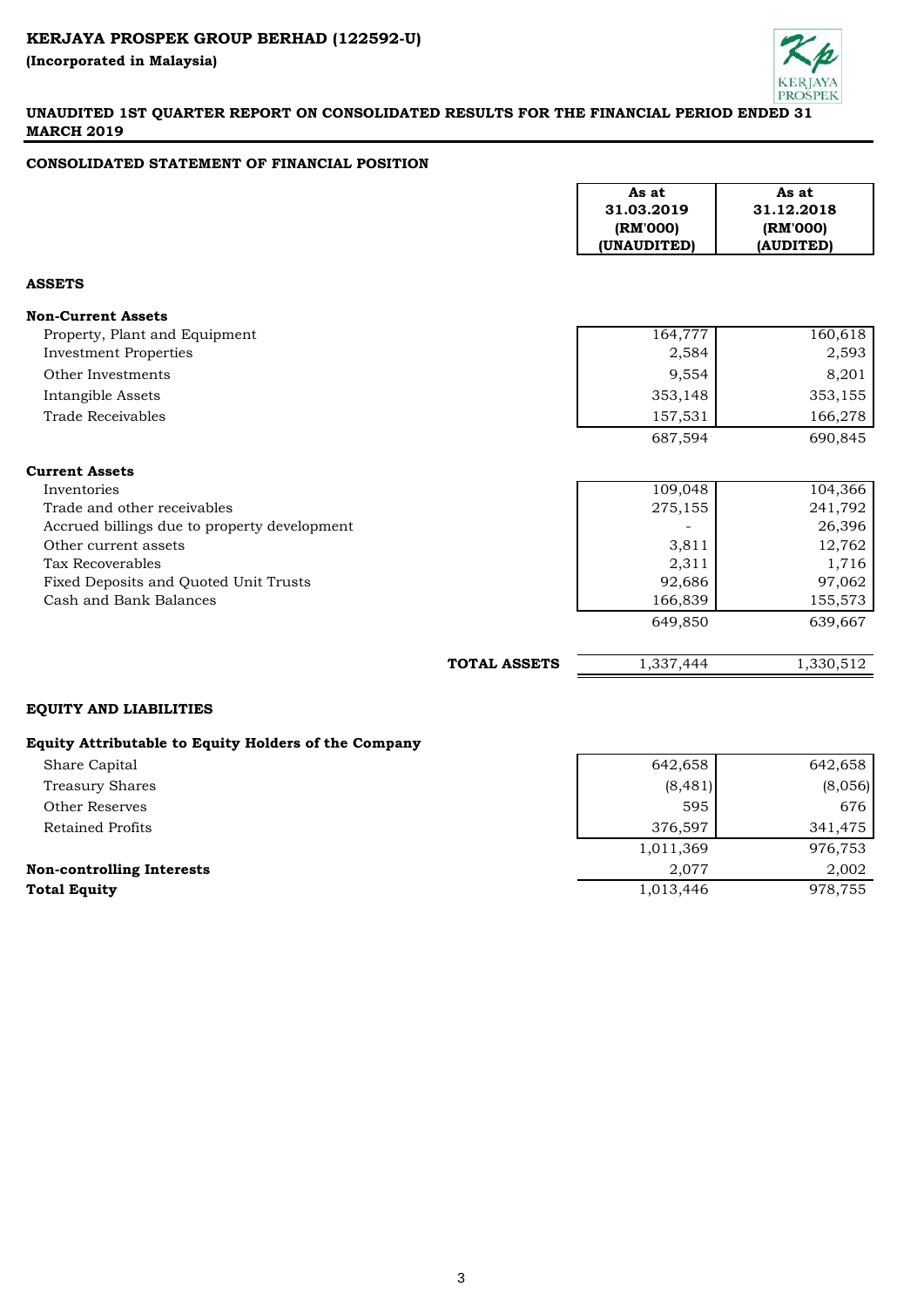**KERJAYA PROSPEK GROUP BERHAD (122592-U)**

**(Incorporated in Malaysia)**

**UNAUDITED 1ST QUARTER REPORT ON CONSOLIDATED RESULTS FOR THE FINANCIAL PERIOD ENDED 31 MARCH 2019**

## CONSOLIDATED STATEMENT OF FINANCIAL POSITION

| | As at 31.03.2019 (RM'000) (UNAUDITED) | As at 31.12.2018 (RM'000) (AUDITED) |
|---|---|---|
| **ASSETS** | | |
| **Non-Current Assets** | | |
| Property, Plant and Equipment | 164,777 | 160,618 |
| Investment Properties | 2,584 | 2,593 |
| Other Investments | 9,554 | 8,201 |
| Intangible Assets | 353,148 | 353,155 |
| Trade Receivables | 157,531 | 166,278 |
| | 687,594 | 690,845 |
| **Current Assets** | | |
| Inventories | 109,048 | 104,366 |
| Trade and other receivables | 275,155 | 241,792 |
| Accrued billings due to property development | - | 26,396 |
| Other current assets | 3,811 | 12,762 |
| Tax Recoverables | 2,311 | 1,716 |
| Fixed Deposits and Quoted Unit Trusts | 92,686 | 97,062 |
| Cash and Bank Balances | 166,839 | 155,573 |
| | 649,850 | 639,667 |
| **TOTAL ASSETS** | 1,337,444 | 1,330,512 |
| **EQUITY AND LIABILITIES** | | |
| **Equity Attributable to Equity Holders of the Company** | | |
| Share Capital | 642,658 | 642,658 |
| Treasury Shares | (8,481) | (8,056) |
| Other Reserves | 595 | 676 |
| Retained Profits | 376,597 | 341,475 |
| | 1,011,369 | 976,753 |
| **Non-controlling Interests** | 2,077 | 2,002 |
| **Total Equity** | 1,013,446 | 978,755 |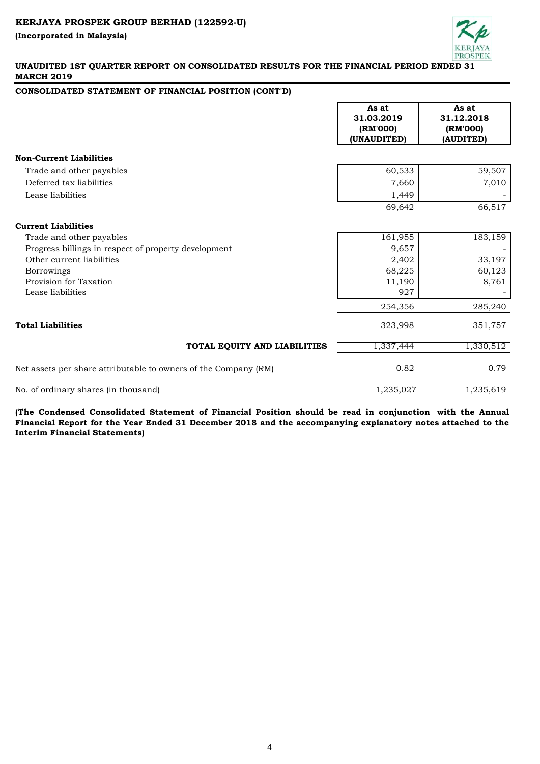**KERJAYA PROSPEK GROUP BERHAD (122592-U)**

**(Incorporated in Malaysia)**

**UNAUDITED 1ST QUARTER REPORT ON CONSOLIDATED RESULTS FOR THE FINANCIAL PERIOD ENDED 31 MARCH 2019**

**CONSOLIDATED STATEMENT OF FINANCIAL POSITION (CONT'D)**

| | As at 31.03.2019 (RM'000) (UNAUDITED) | As at 31.12.2018 (RM'000) (AUDITED) |
|---|---|---|
| **Non-Current Liabilities** | | |
| Trade and other payables | 60,533 | 59,507 |
| Deferred tax liabilities | 7,660 | 7,010 |
| Lease liabilities | 1,449 | - |
| | 69,642 | 66,517 |
| **Current Liabilities** | | |
| Trade and other payables | 161,955 | 183,159 |
| Progress billings in respect of property development | 9,657 | - |
| Other current liabilities | 2,402 | 33,197 |
| Borrowings | 68,225 | 60,123 |
| Provision for Taxation | 11,190 | 8,761 |
| Lease liabilities | 927 | - |
| | 254,356 | 285,240 |
| **Total Liabilities** | 323,998 | 351,757 |
| **TOTAL EQUITY AND LIABILITIES** | 1,337,444 | 1,330,512 |
| Net assets per share attributable to owners of the Company (RM) | 0.82 | 0.79 |
| No. of ordinary shares (in thousand) | 1,235,027 | 1,235,619 |

**(The Condensed Consolidated Statement of Financial Position should be read in conjunction with the Annual Financial Report for the Year Ended 31 December 2018 and the accompanying explanatory notes attached to the Interim Financial Statements)**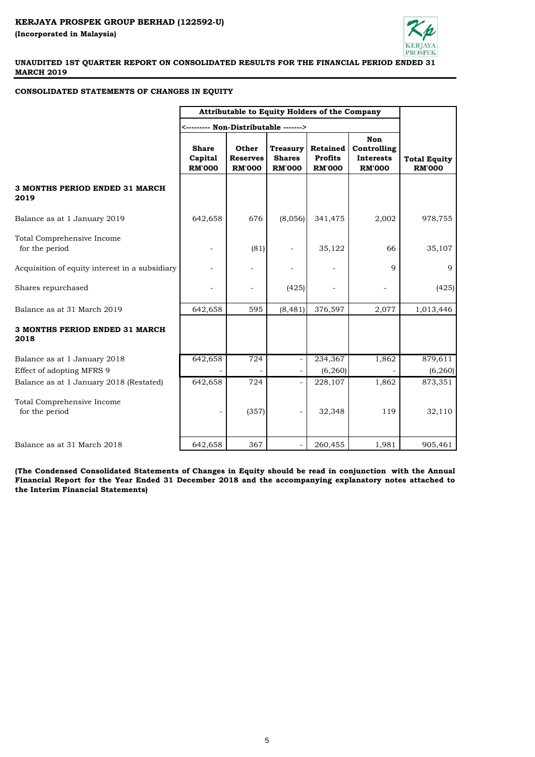**KERJAYA PROSPEK GROUP BERHAD (122592-U)**
**(Incorporated in Malaysia)**

**UNAUDITED 1ST QUARTER REPORT ON CONSOLIDATED RESULTS FOR THE FINANCIAL PERIOD ENDED 31 MARCH 2019**

**CONSOLIDATED STATEMENTS OF CHANGES IN EQUITY**

| | Attributable to Equity Holders of the Company | | | | | |
|---|---|---|---|---|---|---|
| | <--------- Non-Distributable -------> | | | | | |
| | Share Capital RM'000 | Other Reserves RM'000 | Treasury Shares RM'000 | Retained Profits RM'000 | Non Controlling Interests RM'000 | Total Equity RM'000 |
| **3 MONTHS PERIOD ENDED 31 MARCH 2019** | | | | | | |
| Balance as at 1 January 2019 | 642,658 | 676 | (8,056) | 341,475 | 2,002 | 978,755 |
| Total Comprehensive Income for the period | - | (81) | - | 35,122 | 66 | 35,107 |
| Acquisition of equity interest in a subsidiary | - | - | - | - | 9 | 9 |
| Shares repurchased | - | - | (425) | - | - | (425) |
| Balance as at 31 March 2019 | 642,658 | 595 | (8,481) | 376,597 | 2,077 | 1,013,446 |
| **3 MONTHS PERIOD ENDED 31 MARCH 2018** | | | | | | |
| Balance as at 1 January 2018 | 642,658 | 724 | - | 234,367 | 1,862 | 879,611 |
| Effect of adopting MFRS 9 | - | - | - | (6,260) | - | (6,260) |
| Balance as at 1 January 2018 (Restated) | 642,658 | 724 | - | 228,107 | 1,862 | 873,351 |
| Total Comprehensive Income for the period | - | (357) | - | 32,348 | 119 | 32,110 |
| Balance as at 31 March 2018 | 642,658 | 367 | - | 260,455 | 1,981 | 905,461 |

**(The Condensed Consolidated Statements of Changes in Equity should be read in conjunction with the Annual Financial Report for the Year Ended 31 December 2018 and the accompanying explanatory notes attached to the Interim Financial Statements)**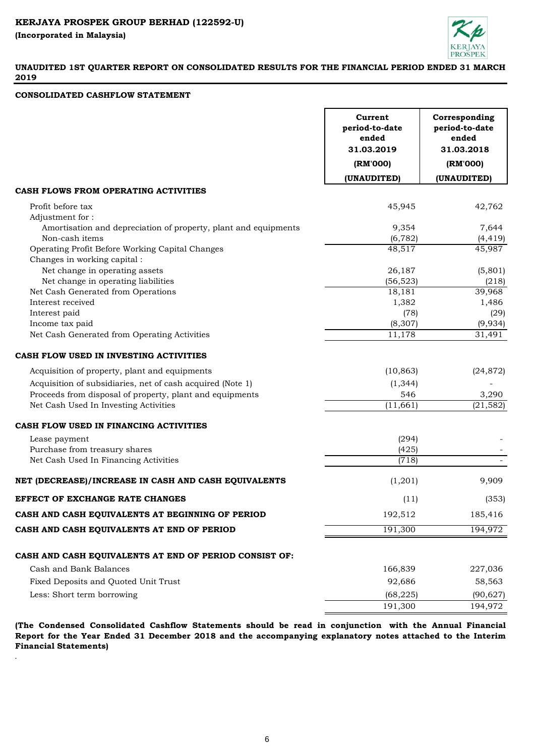**KERJAYA PROSPEK GROUP BERHAD (122592-U)**

**(Incorporated in Malaysia)**

**UNAUDITED 1ST QUARTER REPORT ON CONSOLIDATED RESULTS FOR THE FINANCIAL PERIOD ENDED 31 MARCH 2019**

## CONSOLIDATED CASHFLOW STATEMENT

| | Current period-to-date ended 31.03.2019 (RM'000) (UNAUDITED) | Corresponding period-to-date ended 31.03.2018 (RM'000) (UNAUDITED) |
|---|---|---|
| **CASH FLOWS FROM OPERATING ACTIVITIES** | | |
| Profit before tax | 45,945 | 42,762 |
| Adjustment for : | | |
| Amortisation and depreciation of property, plant and equipments | 9,354 | 7,644 |
| Non-cash items | (6,782) | (4,419) |
| Operating Profit Before Working Capital Changes | 48,517 | 45,987 |
| Changes in working capital : | | |
| Net change in operating assets | 26,187 | (5,801) |
| Net change in operating liabilities | (56,523) | (218) |
| Net Cash Generated from Operations | 18,181 | 39,968 |
| Interest received | 1,382 | 1,486 |
| Interest paid | (78) | (29) |
| Income tax paid | (8,307) | (9,934) |
| Net Cash Generated from Operating Activities | 11,178 | 31,491 |
| **CASH FLOW USED IN INVESTING ACTIVITIES** | | |
| Acquisition of property, plant and equipments | (10,863) | (24,872) |
| Acquisition of subsidiaries, net of cash acquired (Note 1) | (1,344) | - |
| Proceeds from disposal of property, plant and equipments | 546 | 3,290 |
| Net Cash Used In Investing Activities | (11,661) | (21,582) |
| **CASH FLOW USED IN FINANCING ACTIVITIES** | | |
| Lease payment | (294) | - |
| Purchase from treasury shares | (425) | - |
| Net Cash Used In Financing Activities | (718) | - |
| **NET (DECREASE)/INCREASE IN CASH AND CASH EQUIVALENTS** | (1,201) | 9,909 |
| **EFFECT OF EXCHANGE RATE CHANGES** | (11) | (353) |
| **CASH AND CASH EQUIVALENTS AT BEGINNING OF PERIOD** | 192,512 | 185,416 |
| **CASH AND CASH EQUIVALENTS AT END OF PERIOD** | 191,300 | 194,972 |
| **CASH AND CASH EQUIVALENTS AT END OF PERIOD CONSIST OF:** | | |
| Cash and Bank Balances | 166,839 | 227,036 |
| Fixed Deposits and Quoted Unit Trust | 92,686 | 58,563 |
| Less: Short term borrowing | (68,225) | (90,627) |
| | 191,300 | 194,972 |

**(The Condensed Consolidated Cashflow Statements should be read in conjunction with the Annual Financial Report for the Year Ended 31 December 2018 and the accompanying explanatory notes attached to the Interim Financial Statements)**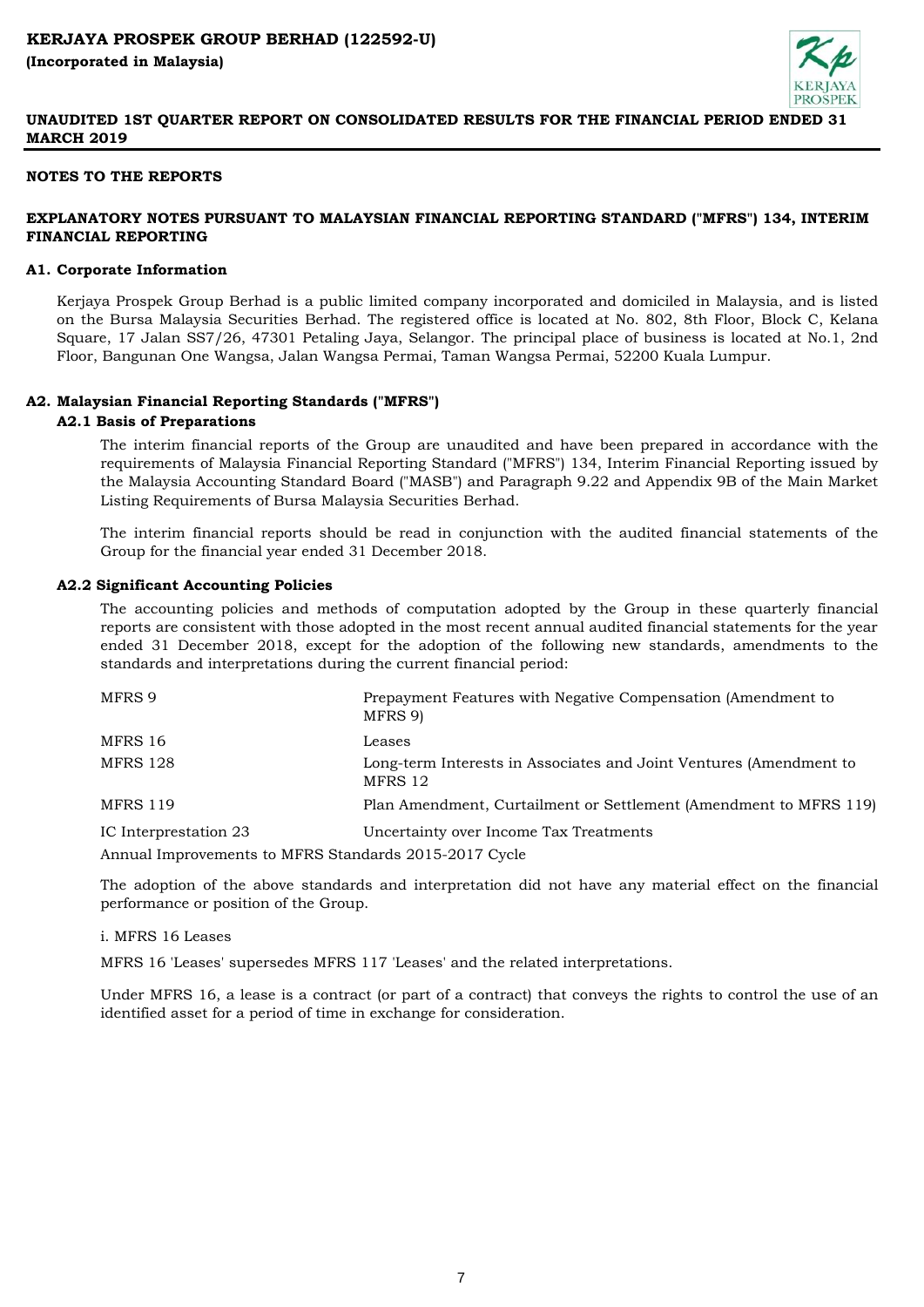# KERJAYA PROSPEK GROUP BERHAD (122592-U)

**(Incorporated in Malaysia)**

**UNAUDITED 1ST QUARTER REPORT ON CONSOLIDATED RESULTS FOR THE FINANCIAL PERIOD ENDED 31 MARCH 2019**

## NOTES TO THE REPORTS

## EXPLANATORY NOTES PURSUANT TO MALAYSIAN FINANCIAL REPORTING STANDARD ("MFRS") 134, INTERIM FINANCIAL REPORTING

### A1. Corporate Information

Kerjaya Prospek Group Berhad is a public limited company incorporated and domiciled in Malaysia, and is listed on the Bursa Malaysia Securities Berhad. The registered office is located at No. 802, 8th Floor, Block C, Kelana Square, 17 Jalan SS7/26, 47301 Petaling Jaya, Selangor. The principal place of business is located at No.1, 2nd Floor, Bangunan One Wangsa, Jalan Wangsa Permai, Taman Wangsa Permai, 52200 Kuala Lumpur.

### A2. Malaysian Financial Reporting Standards ("MFRS")

#### A2.1 Basis of Preparations

The interim financial reports of the Group are unaudited and have been prepared in accordance with the requirements of Malaysia Financial Reporting Standard ("MFRS") 134, Interim Financial Reporting issued by the Malaysia Accounting Standard Board ("MASB") and Paragraph 9.22 and Appendix 9B of the Main Market Listing Requirements of Bursa Malaysia Securities Berhad.

The interim financial reports should be read in conjunction with the audited financial statements of the Group for the financial year ended 31 December 2018.

#### A2.2 Significant Accounting Policies

The accounting policies and methods of computation adopted by the Group in these quarterly financial reports are consistent with those adopted in the most recent annual audited financial statements for the year ended 31 December 2018, except for the adoption of the following new standards, amendments to the standards and interpretations during the current financial period:

| | |
|---|---|
| MFRS 9 | Prepayment Features with Negative Compensation (Amendment to MFRS 9) |
| MFRS 16 | Leases |
| MFRS 128 | Long-term Interests in Associates and Joint Ventures (Amendment to MFRS 12 |
| MFRS 119 | Plan Amendment, Curtailment or Settlement (Amendment to MFRS 119) |
| IC Interpretation 23 | Uncertainty over Income Tax Treatments |

Annual Improvements to MFRS Standards 2015-2017 Cycle

The adoption of the above standards and interpretation did not have any material effect on the financial performance or position of the Group.

i. MFRS 16 Leases

MFRS 16 'Leases' supersedes MFRS 117 'Leases' and the related interpretations.

Under MFRS 16, a lease is a contract (or part of a contract) that conveys the rights to control the use of an identified asset for a period of time in exchange for consideration.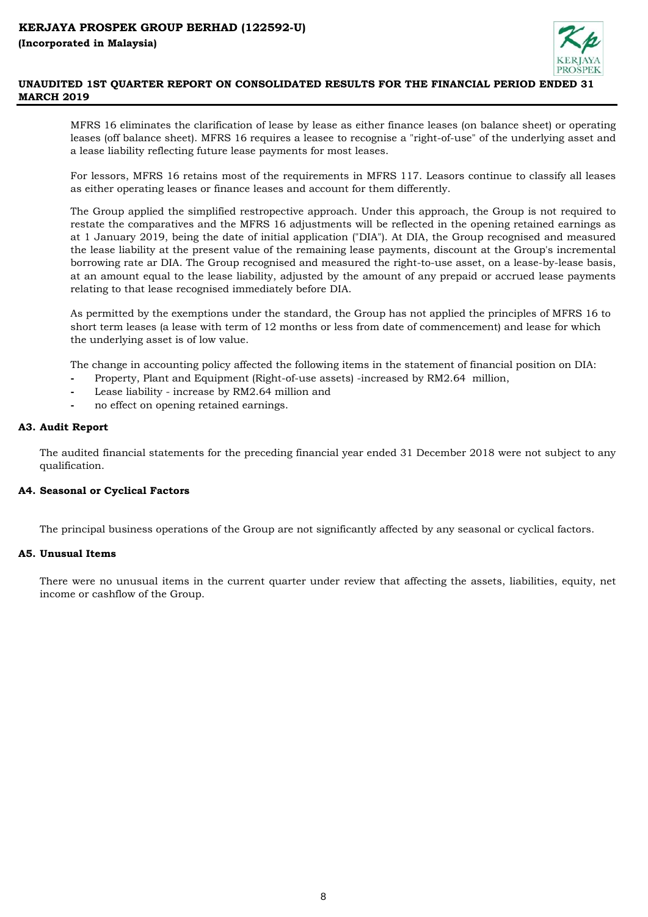MFRS 16 eliminates the clarification of lease by lease as either finance leases (on balance sheet) or operating leases (off balance sheet). MFRS 16 requires a leasee to recognise a "right-of-use" of the underlying asset and a lease liability reflecting future lease payments for most leases.

For lessors, MFRS 16 retains most of the requirements in MFRS 117. Leasors continue to classify all leases as either operating leases or finance leases and account for them differently.

The Group applied the simplified restropective approach. Under this approach, the Group is not required to restate the comparatives and the MFRS 16 adjustments will be reflected in the opening retained earnings as at 1 January 2019, being the date of initial application ("DIA"). At DIA, the Group recognised and measured the lease liability at the present value of the remaining lease payments, discount at the Group's incremental borrowing rate ar DIA. The Group recognised and measured the right-to-use asset, on a lease-by-lease basis, at an amount equal to the lease liability, adjusted by the amount of any prepaid or accrued lease payments relating to that lease recognised immediately before DIA.

As permitted by the exemptions under the standard, the Group has not applied the principles of MFRS 16 to short term leases (a lease with term of 12 months or less from date of commencement) and lease for which the underlying asset is of low value.

The change in accounting policy affected the following items in the statement of financial position on DIA:

- Property, Plant and Equipment (Right-of-use assets) -increased by RM2.64 million,
- Lease liability - increase by RM2.64 million and
- no effect on opening retained earnings.

**A3. Audit Report**

The audited financial statements for the preceding financial year ended 31 December 2018 were not subject to any qualification.

**A4. Seasonal or Cyclical Factors**

The principal business operations of the Group are not significantly affected by any seasonal or cyclical factors.

**A5. Unusual Items**

There were no unusual items in the current quarter under review that affecting the assets, liabilities, equity, net income or cashflow of the Group.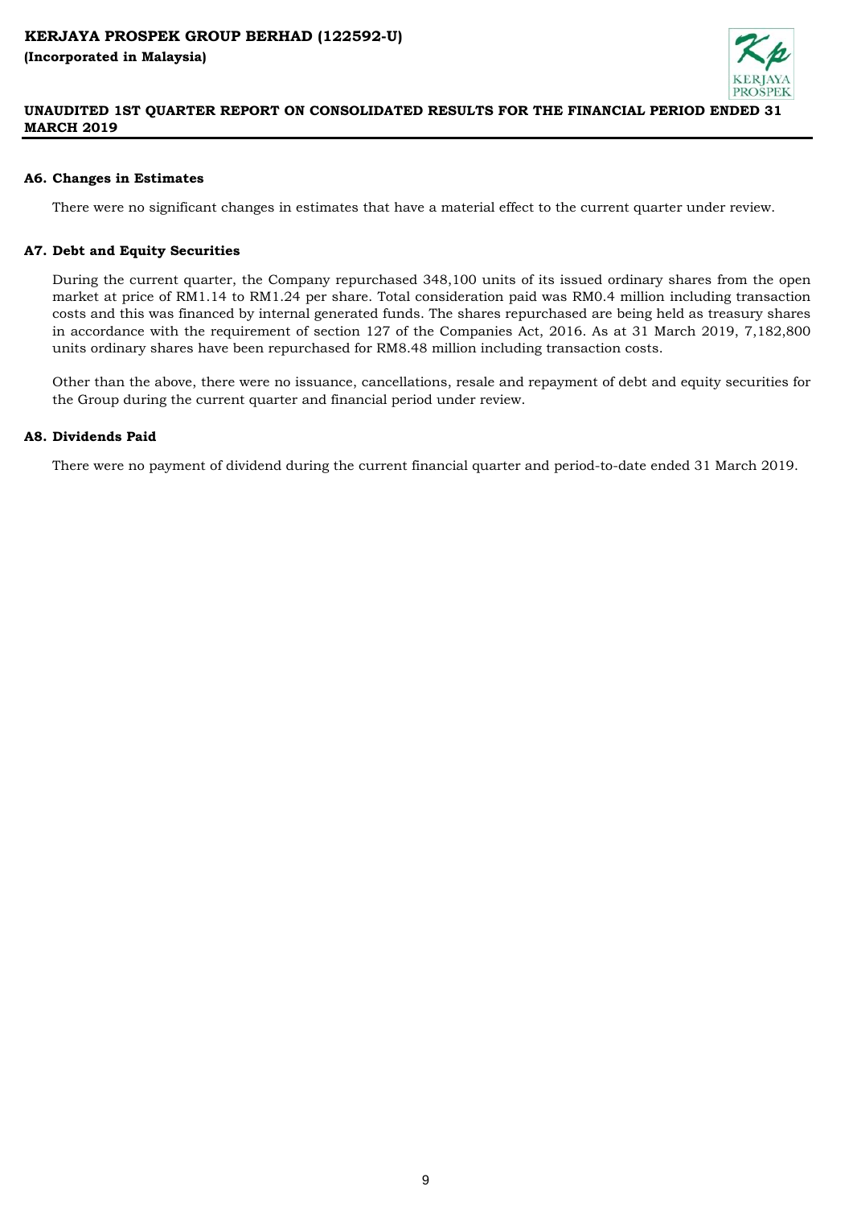### A6. Changes in Estimates

There were no significant changes in estimates that have a material effect to the current quarter under review.

### A7. Debt and Equity Securities

During the current quarter, the Company repurchased 348,100 units of its issued ordinary shares from the open market at price of RM1.14 to RM1.24 per share. Total consideration paid was RM0.4 million including transaction costs and this was financed by internal generated funds. The shares repurchased are being held as treasury shares in accordance with the requirement of section 127 of the Companies Act, 2016. As at 31 March 2019, 7,182,800 units ordinary shares have been repurchased for RM8.48 million including transaction costs.

Other than the above, there were no issuance, cancellations, resale and repayment of debt and equity securities for the Group during the current quarter and financial period under review.

### A8. Dividends Paid

There were no payment of dividend during the current financial quarter and period-to-date ended 31 March 2019.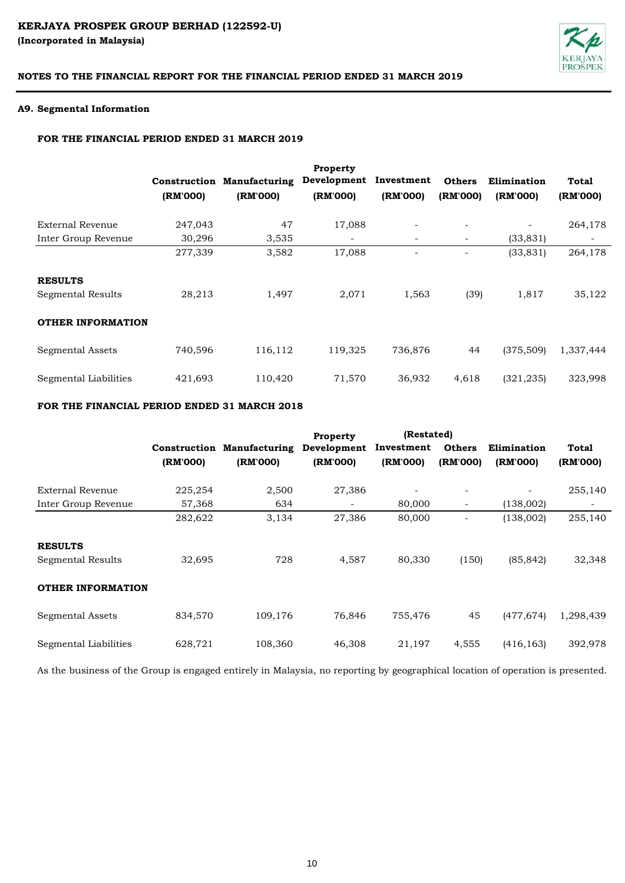# KERJAYA PROSPEK GROUP BERHAD (122592-U)
**(Incorporated in Malaysia)**

## NOTES TO THE FINANCIAL REPORT FOR THE FINANCIAL PERIOD ENDED 31 MARCH 2019

### A9. Segmental Information

**FOR THE FINANCIAL PERIOD ENDED 31 MARCH 2019**

| | Construction (RM'000) | Manufacturing (RM'000) | Property Development (RM'000) | Investment (RM'000) | Others (RM'000) | Elimination (RM'000) | Total (RM'000) |
|---|---|---|---|---|---|---|---|
| External Revenue | 247,043 | 47 | 17,088 | - | - | - | 264,178 |
| Inter Group Revenue | 30,296 | 3,535 | - | - | - | (33,831) | - |
| | 277,339 | 3,582 | 17,088 | - | - | (33,831) | 264,178 |
| **RESULTS** | | | | | | | |
| Segmental Results | 28,213 | 1,497 | 2,071 | 1,563 | (39) | 1,817 | 35,122 |
| **OTHER INFORMATION** | | | | | | | |
| Segmental Assets | 740,596 | 116,112 | 119,325 | 736,876 | 44 | (375,509) | 1,337,444 |
| Segmental Liabilities | 421,693 | 110,420 | 71,570 | 36,932 | 4,618 | (321,235) | 323,998 |

**FOR THE FINANCIAL PERIOD ENDED 31 MARCH 2018**

(Restated)

| | Construction (RM'000) | Manufacturing (RM'000) | Property Development (RM'000) | Investment (RM'000) | Others (RM'000) | Elimination (RM'000) | Total (RM'000) |
|---|---|---|---|---|---|---|---|
| External Revenue | 225,254 | 2,500 | 27,386 | - | - | - | 255,140 |
| Inter Group Revenue | 57,368 | 634 | - | 80,000 | - | (138,002) | - |
| | 282,622 | 3,134 | 27,386 | 80,000 | - | (138,002) | 255,140 |
| **RESULTS** | | | | | | | |
| Segmental Results | 32,695 | 728 | 4,587 | 80,330 | (150) | (85,842) | 32,348 |
| **OTHER INFORMATION** | | | | | | | |
| Segmental Assets | 834,570 | 109,176 | 76,846 | 755,476 | 45 | (477,674) | 1,298,439 |
| Segmental Liabilities | 628,721 | 108,360 | 46,308 | 21,197 | 4,555 | (416,163) | 392,978 |

As the business of the Group is engaged entirely in Malaysia, no reporting by geographical location of operation is presented.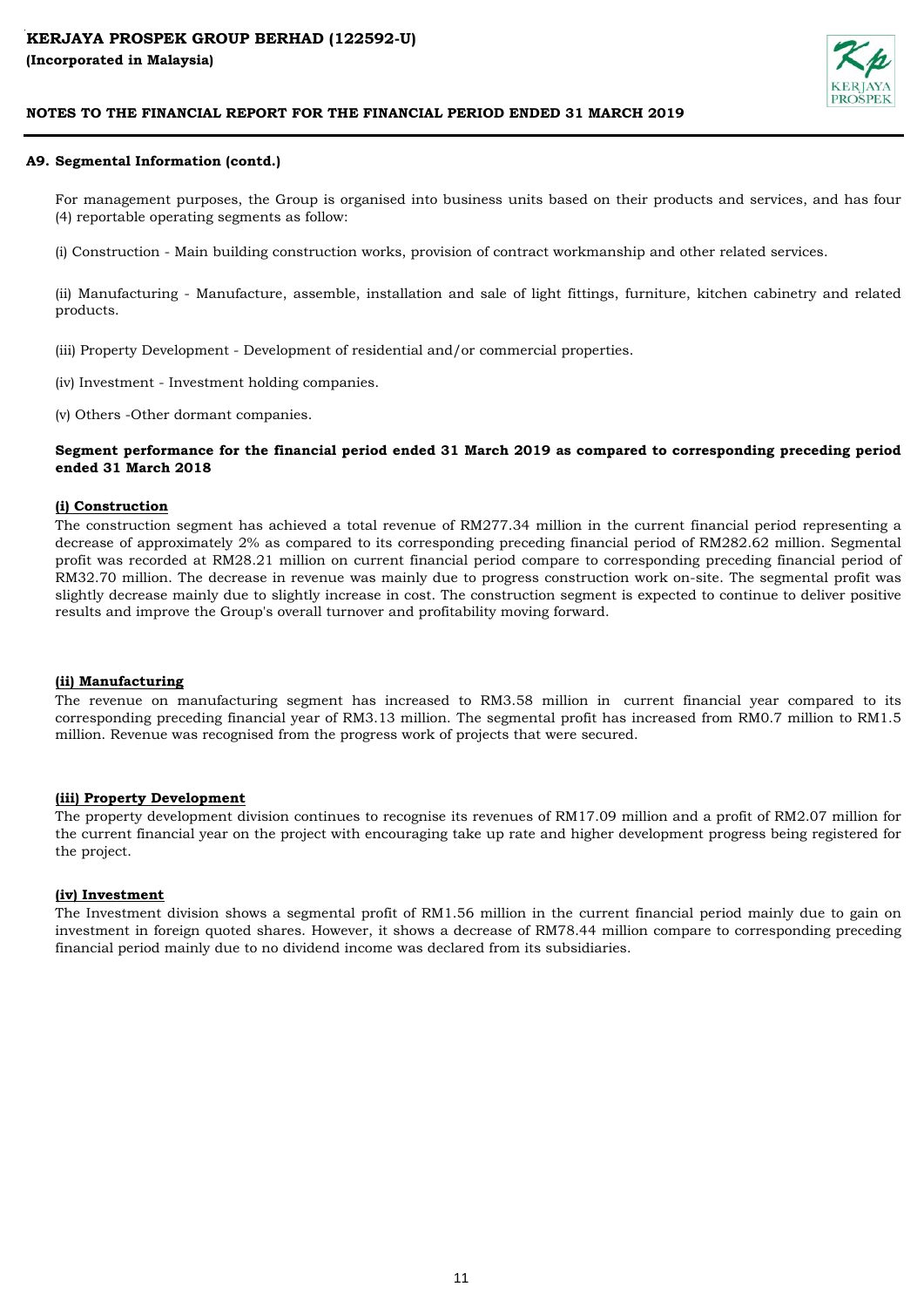**KERJAYA PROSPEK GROUP BERHAD (122592-U)**
**(Incorporated in Malaysia)**

**NOTES TO THE FINANCIAL REPORT FOR THE FINANCIAL PERIOD ENDED 31 MARCH 2019**

**A9. Segmental Information (contd.)**

For management purposes, the Group is organised into business units based on their products and services, and has four (4) reportable operating segments as follow:

(i) Construction - Main building construction works, provision of contract workmanship and other related services.

(ii) Manufacturing - Manufacture, assemble, installation and sale of light fittings, furniture, kitchen cabinetry and related products.

(iii) Property Development - Development of residential and/or commercial properties.

(iv) Investment - Investment holding companies.

(v) Others -Other dormant companies.

**Segment performance for the financial period ended 31 March 2019 as compared to corresponding preceding period ended 31 March 2018**

**(i) Construction**

The construction segment has achieved a total revenue of RM277.34 million in the current financial period representing a decrease of approximately 2% as compared to its corresponding preceding financial period of RM282.62 million. Segmental profit was recorded at RM28.21 million on current financial period compare to corresponding preceding financial period of RM32.70 million. The decrease in revenue was mainly due to progress construction work on-site. The segmental profit was slightly decrease mainly due to slightly increase in cost. The construction segment is expected to continue to deliver positive results and improve the Group's overall turnover and profitability moving forward.

**(ii) Manufacturing**

The revenue on manufacturing segment has increased to RM3.58 million in current financial year compared to its corresponding preceding financial year of RM3.13 million. The segmental profit has increased from RM0.7 million to RM1.5 million. Revenue was recognised from the progress work of projects that were secured.

**(iii) Property Development**

The property development division continues to recognise its revenues of RM17.09 million and a profit of RM2.07 million for the current financial year on the project with encouraging take up rate and higher development progress being registered for the project.

**(iv) Investment**

The Investment division shows a segmental profit of RM1.56 million in the current financial period mainly due to gain on investment in foreign quoted shares. However, it shows a decrease of RM78.44 million compare to corresponding preceding financial period mainly due to no dividend income was declared from its subsidiaries.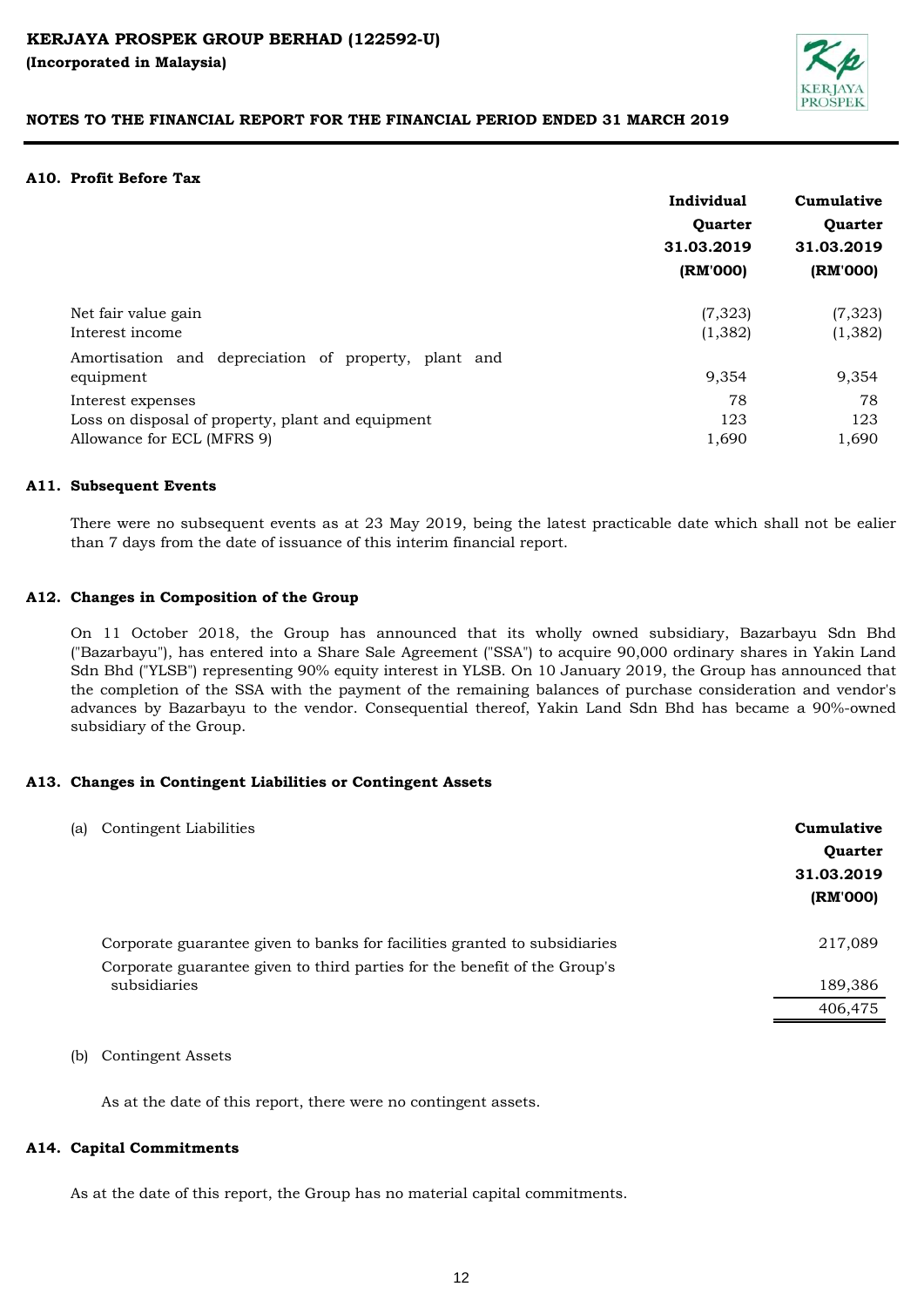### A10. Profit Before Tax

| | Individual Quarter 31.03.2019 (RM'000) | Cumulative Quarter 31.03.2019 (RM'000) |
|---|---|---|
| Net fair value gain | (7,323) | (7,323) |
| Interest income | (1,382) | (1,382) |
| Amortisation and depreciation of property, plant and equipment | 9,354 | 9,354 |
| Interest expenses | 78 | 78 |
| Loss on disposal of property, plant and equipment | 123 | 123 |
| Allowance for ECL (MFRS 9) | 1,690 | 1,690 |

### A11. Subsequent Events

There were no subsequent events as at 23 May 2019, being the latest practicable date which shall not be ealier than 7 days from the date of issuance of this interim financial report.

### A12. Changes in Composition of the Group

On 11 October 2018, the Group has announced that its wholly owned subsidiary, Bazarbayu Sdn Bhd ("Bazarbayu"), has entered into a Share Sale Agreement ("SSA") to acquire 90,000 ordinary shares in Yakin Land Sdn Bhd ("YLSB") representing 90% equity interest in YLSB. On 10 January 2019, the Group has announced that the completion of the SSA with the payment of the remaining balances of purchase consideration and vendor's advances by Bazarbayu to the vendor. Consequential thereof, Yakin Land Sdn Bhd has became a 90%-owned subsidiary of the Group.

### A13. Changes in Contingent Liabilities or Contingent Assets

(a) Contingent Liabilities

| | Cumulative Quarter 31.03.2019 (RM'000) |
|---|---|
| Corporate guarantee given to banks for facilities granted to subsidiaries | 217,089 |
| Corporate guarantee given to third parties for the benefit of the Group's subsidiaries | 189,386 |
| | 406,475 |

(b) Contingent Assets

As at the date of this report, there were no contingent assets.

### A14. Capital Commitments

As at the date of this report, the Group has no material capital commitments.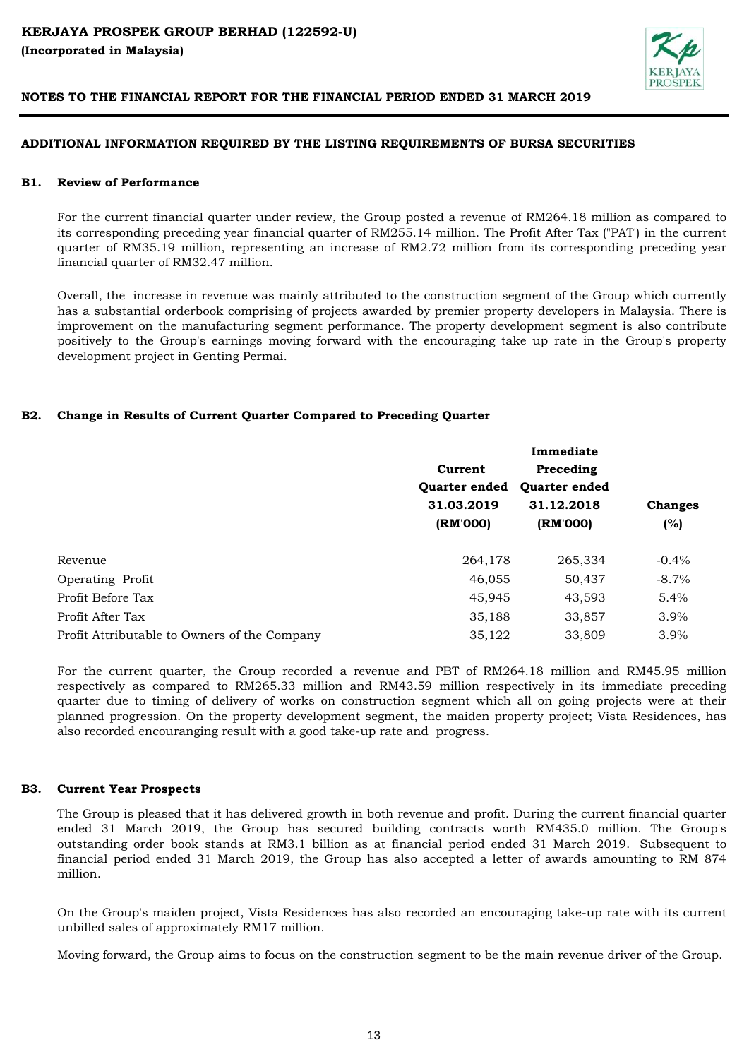## ADDITIONAL INFORMATION REQUIRED BY THE LISTING REQUIREMENTS OF BURSA SECURITIES

### B1. Review of Performance

For the current financial quarter under review, the Group posted a revenue of RM264.18 million as compared to its corresponding preceding year financial quarter of RM255.14 million. The Profit After Tax ("PAT") in the current quarter of RM35.19 million, representing an increase of RM2.72 million from its corresponding preceding year financial quarter of RM32.47 million.

Overall, the increase in revenue was mainly attributed to the construction segment of the Group which currently has a substantial orderbook comprising of projects awarded by premier property developers in Malaysia. There is improvement on the manufacturing segment performance. The property development segment is also contribute positively to the Group's earnings moving forward with the encouraging take up rate in the Group's property development project in Genting Permai.

### B2. Change in Results of Current Quarter Compared to Preceding Quarter

| | Current Quarter ended 31.03.2019 (RM'000) | Immediate Preceding Quarter ended 31.12.2018 (RM'000) | Changes (%) |
|---|---|---|---|
| Revenue | 264,178 | 265,334 | -0.4% |
| Operating Profit | 46,055 | 50,437 | -8.7% |
| Profit Before Tax | 45,945 | 43,593 | 5.4% |
| Profit After Tax | 35,188 | 33,857 | 3.9% |
| Profit Attributable to Owners of the Company | 35,122 | 33,809 | 3.9% |

For the current quarter, the Group recorded a revenue and PBT of RM264.18 million and RM45.95 million respectively as compared to RM265.33 million and RM43.59 million respectively in its immediate preceding quarter due to timing of delivery of works on construction segment which all on going projects were at their planned progression. On the property development segment, the maiden property project; Vista Residences, has also recorded encouranging result with a good take-up rate and progress.

### B3. Current Year Prospects

The Group is pleased that it has delivered growth in both revenue and profit. During the current financial quarter ended 31 March 2019, the Group has secured building contracts worth RM435.0 million. The Group's outstanding order book stands at RM3.1 billion as at financial period ended 31 March 2019. Subsequent to financial period ended 31 March 2019, the Group has also accepted a letter of awards amounting to RM 874 million.

On the Group's maiden project, Vista Residences has also recorded an encouraging take-up rate with its current unbilled sales of approximately RM17 million.

Moving forward, the Group aims to focus on the construction segment to be the main revenue driver of the Group.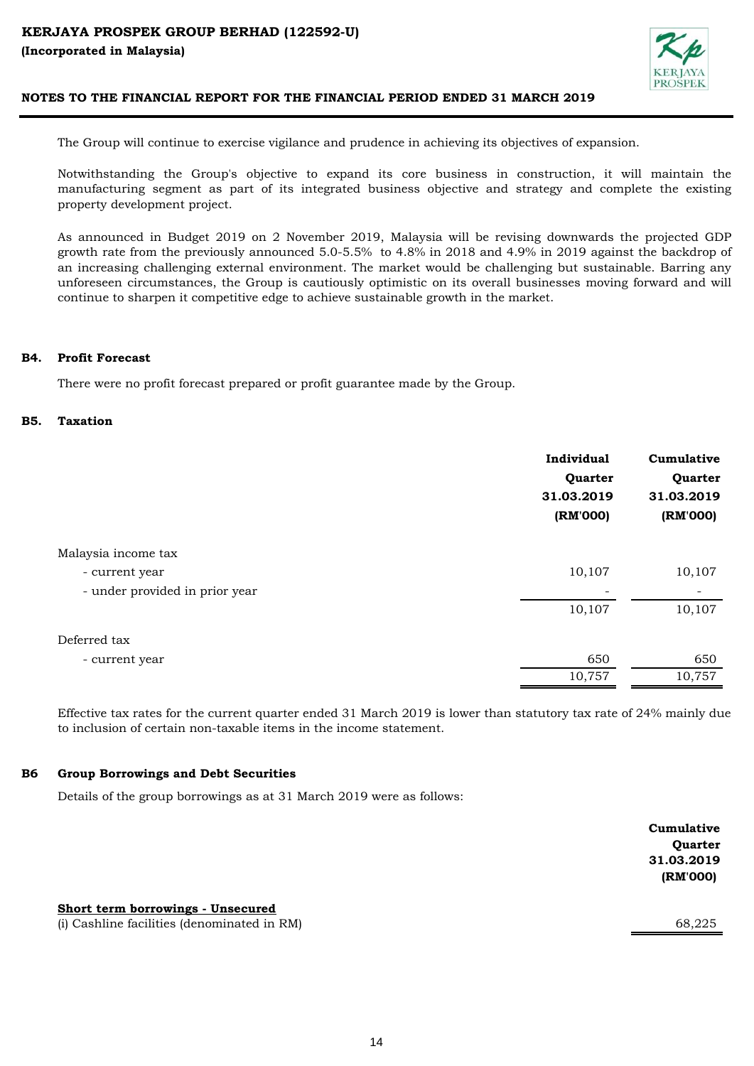The Group will continue to exercise vigilance and prudence in achieving its objectives of expansion.

Notwithstanding the Group's objective to expand its core business in construction, it will maintain the manufacturing segment as part of its integrated business objective and strategy and complete the existing property development project.

As announced in Budget 2019 on 2 November 2019, Malaysia will be revising downwards the projected GDP growth rate from the previously announced 5.0-5.5% to 4.8% in 2018 and 4.9% in 2019 against the backdrop of an increasing challenging external environment. The market would be challenging but sustainable. Barring any unforeseen circumstances, the Group is cautiously optimistic on its overall businesses moving forward and will continue to sharpen it competitive edge to achieve sustainable growth in the market.

## B4. Profit Forecast

There were no profit forecast prepared or profit guarantee made by the Group.

## B5. Taxation

| | Individual Quarter 31.03.2019 (RM'000) | Cumulative Quarter 31.03.2019 (RM'000) |
|---|---|---|
| Malaysia income tax | | |
| - current year | 10,107 | 10,107 |
| - under provided in prior year | - | - |
| | 10,107 | 10,107 |
| Deferred tax | | |
| - current year | 650 | 650 |
| | 10,757 | 10,757 |

Effective tax rates for the current quarter ended 31 March 2019 is lower than statutory tax rate of 24% mainly due to inclusion of certain non-taxable items in the income statement.

## B6 Group Borrowings and Debt Securities

Details of the group borrowings as at 31 March 2019 were as follows:

| | Cumulative Quarter 31.03.2019 (RM'000) |
|---|---|
| **Short term borrowings - Unsecured** | |
| (i) Cashline facilities (denominated in RM) | 68,225 |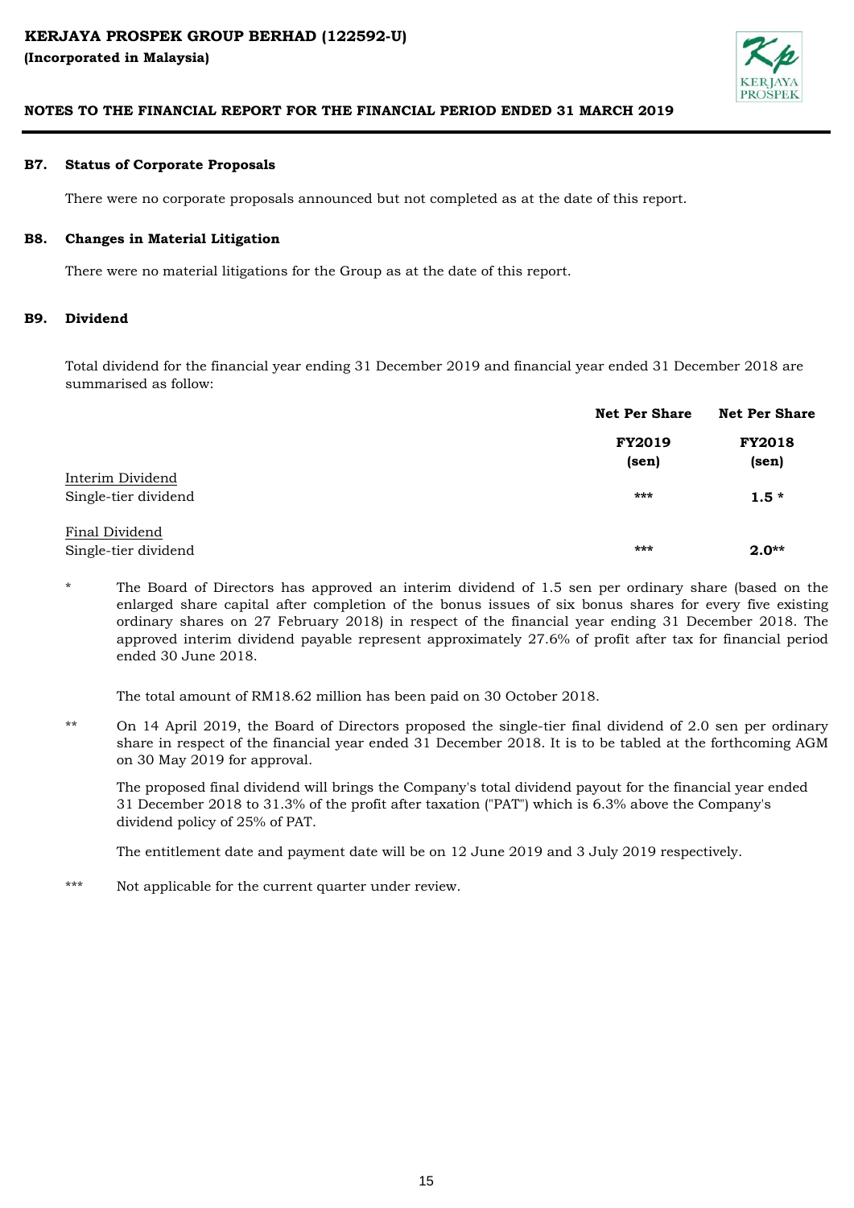### B7. Status of Corporate Proposals

There were no corporate proposals announced but not completed as at the date of this report.

### B8. Changes in Material Litigation

There were no material litigations for the Group as at the date of this report.

### B9. Dividend

Total dividend for the financial year ending 31 December 2019 and financial year ended 31 December 2018 are summarised as follow:

| | Net Per Share | Net Per Share |
|---|---|---|
| | **FY2019 (sen)** | **FY2018 (sen)** |
| Interim Dividend | | |
| Single-tier dividend | *** | **1.5 *** |
| Final Dividend | | |
| Single-tier dividend | *** | **2.0**** |

\* The Board of Directors has approved an interim dividend of 1.5 sen per ordinary share (based on the enlarged share capital after completion of the bonus issues of six bonus shares for every five existing ordinary shares on 27 February 2018) in respect of the financial year ending 31 December 2018. The approved interim dividend payable represent approximately 27.6% of profit after tax for financial period ended 30 June 2018.

The total amount of RM18.62 million has been paid on 30 October 2018.

** On 14 April 2019, the Board of Directors proposed the single-tier final dividend of 2.0 sen per ordinary share in respect of the financial year ended 31 December 2018. It is to be tabled at the forthcoming AGM on 30 May 2019 for approval.

The proposed final dividend will brings the Company's total dividend payout for the financial year ended 31 December 2018 to 31.3% of the profit after taxation ("PAT") which is 6.3% above the Company's dividend policy of 25% of PAT.

The entitlement date and payment date will be on 12 June 2019 and 3 July 2019 respectively.

*** Not applicable for the current quarter under review.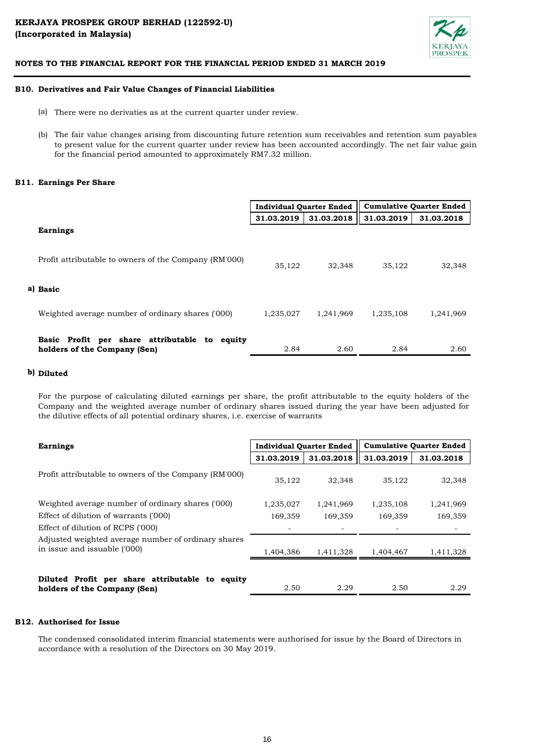**KERJAYA PROSPEK GROUP BERHAD (122592-U)**
**(Incorporated in Malaysia)**

**NOTES TO THE FINANCIAL REPORT FOR THE FINANCIAL PERIOD ENDED 31 MARCH 2019**

### B10. Derivatives and Fair Value Changes of Financial Liabilities

(a) There were no derivaties as at the current quarter under review.

(b) The fair value changes arising from discounting future retention sum receivables and retention sum payables to present value for the current quarter under review has been accounted accordingly. The net fair value gain for the financial period amounted to approximately RM7.32 million.

### B11. Earnings Per Share

| | Individual Quarter Ended | | Cumulative Quarter Ended | |
|---|---|---|---|---|
| | **31.03.2019** | **31.03.2018** | **31.03.2019** | **31.03.2018** |
| **Earnings** | | | | |
| Profit attributable to owners of the Company (RM'000) | 35,122 | 32,348 | 35,122 | 32,348 |
| **a) Basic** | | | | |
| Weighted average number of ordinary shares ('000) | 1,235,027 | 1,241,969 | 1,235,108 | 1,241,969 |
| **Basic Profit per share attributable to equity holders of the Company (Sen)** | 2.84 | 2.60 | 2.84 | 2.60 |

**b) Diluted**

For the purpose of calculating diluted earnings per share, the profit attributable to the equity holders of the Company and the weighted average number of ordinary shares issued during the year have been adjusted for the dilutive effects of all potential ordinary shares, i.e. exercise of warrants

| **Earnings** | Individual Quarter Ended | | Cumulative Quarter Ended | |
|---|---|---|---|---|
| | **31.03.2019** | **31.03.2018** | **31.03.2019** | **31.03.2018** |
| Profit attributable to owners of the Company (RM'000) | 35,122 | 32,348 | 35,122 | 32,348 |
| Weighted average number of ordinary shares ('000) | 1,235,027 | 1,241,969 | 1,235,108 | 1,241,969 |
| Effect of dilution of warrants ('000) | 169,359 | 169,359 | 169,359 | 169,359 |
| Effect of dilution of RCPS ('000) | - | - | - | - |
| Adjusted weighted average number of ordinary shares in issue and issuable ('000) | 1,404,386 | 1,411,328 | 1,404,467 | 1,411,328 |
| **Diluted Profit per share attributable to equity holders of the Company (Sen)** | 2.50 | 2.29 | 2.50 | 2.29 |

### B12. Authorised for Issue

The condensed consolidated interim financial statements were authorised for issue by the Board of Directors in accordance with a resolution of the Directors on 30 May 2019.